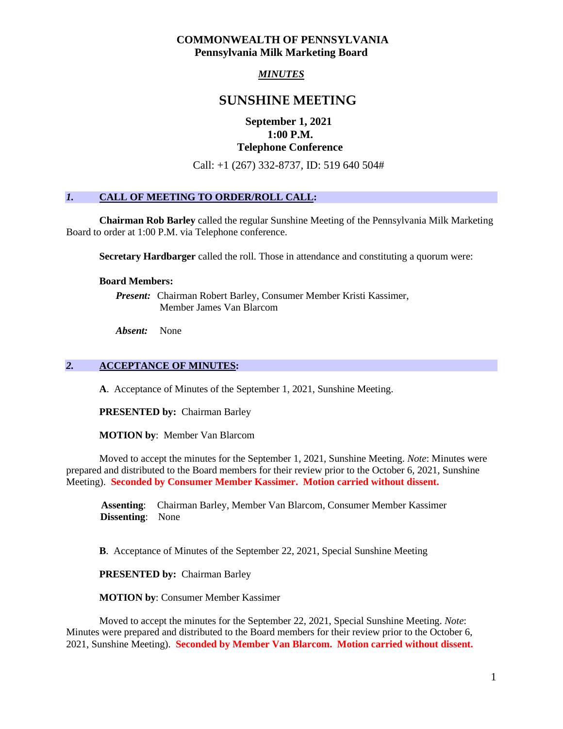**COMMONWEALTH OF PENNSYLVANIA**
**Pennsylvania Milk Marketing Board**

***MINUTES***

# SUNSHINE MEETING

**September 1, 2021**
**1:00 P.M.**
**Telephone Conference**

Call: +1 (267) 332-8737, ID: 519 640 504#

## *1.* CALL OF MEETING TO ORDER/ROLL CALL:

**Chairman Rob Barley** called the regular Sunshine Meeting of the Pennsylvania Milk Marketing Board to order at 1:00 P.M. via Telephone conference.

**Secretary Hardbarger** called the roll. Those in attendance and constituting a quorum were:

**Board Members:**

***Present:*** Chairman Robert Barley, Consumer Member Kristi Kassimer, Member James Van Blarcom

***Absent:*** None

## *2.* ACCEPTANCE OF MINUTES:

**A**. Acceptance of Minutes of the September 1, 2021, Sunshine Meeting.

**PRESENTED by:** Chairman Barley

**MOTION by**: Member Van Blarcom

Moved to accept the minutes for the September 1, 2021, Sunshine Meeting. *Note*: Minutes were prepared and distributed to the Board members for their review prior to the October 6, 2021, Sunshine Meeting). **Seconded by Consumer Member Kassimer. Motion carried without dissent.**

**Assenting**: Chairman Barley, Member Van Blarcom, Consumer Member Kassimer
**Dissenting**: None

**B**. Acceptance of Minutes of the September 22, 2021, Special Sunshine Meeting

**PRESENTED by:** Chairman Barley

**MOTION by**: Consumer Member Kassimer

Moved to accept the minutes for the September 22, 2021, Special Sunshine Meeting. *Note*: Minutes were prepared and distributed to the Board members for their review prior to the October 6, 2021, Sunshine Meeting). **Seconded by Member Van Blarcom. Motion carried without dissent.**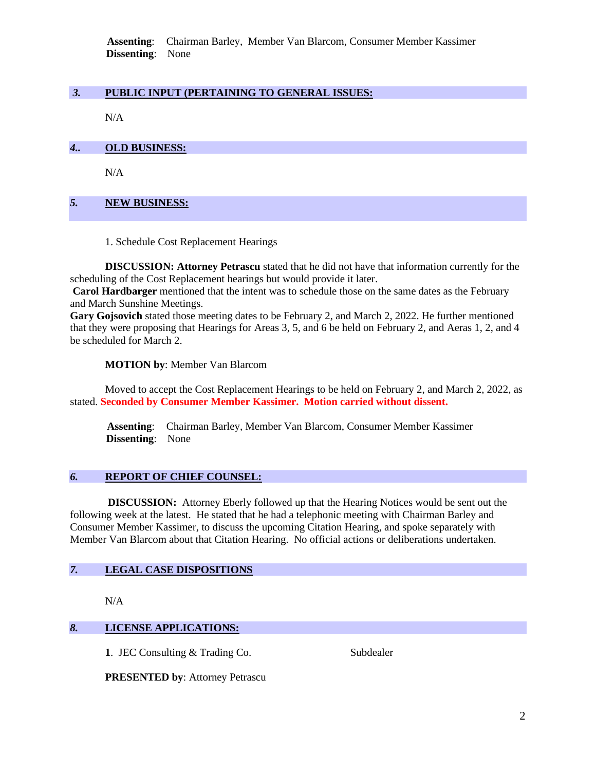**Assenting**: Chairman Barley, Member Van Blarcom, Consumer Member Kassimer
**Dissenting**: None

## *3.* PUBLIC INPUT (PERTAINING TO GENERAL ISSUES:

N/A

## *4..* OLD BUSINESS:

N/A

## *5.* NEW BUSINESS:

1. Schedule Cost Replacement Hearings

**DISCUSSION: Attorney Petrascu** stated that he did not have that information currently for the scheduling of the Cost Replacement hearings but would provide it later.
**Carol Hardbarger** mentioned that the intent was to schedule those on the same dates as the February and March Sunshine Meetings.
**Gary Gojsovich** stated those meeting dates to be February 2, and March 2, 2022. He further mentioned that they were proposing that Hearings for Areas 3, 5, and 6 be held on February 2, and Aeras 1, 2, and 4 be scheduled for March 2.

**MOTION by**: Member Van Blarcom

Moved to accept the Cost Replacement Hearings to be held on February 2, and March 2, 2022, as stated. **Seconded by Consumer Member Kassimer. Motion carried without dissent.**

**Assenting**: Chairman Barley, Member Van Blarcom, Consumer Member Kassimer
**Dissenting**: None

## *6.* REPORT OF CHIEF COUNSEL:

**DISCUSSION:** Attorney Eberly followed up that the Hearing Notices would be sent out the following week at the latest. He stated that he had a telephonic meeting with Chairman Barley and Consumer Member Kassimer, to discuss the upcoming Citation Hearing, and spoke separately with Member Van Blarcom about that Citation Hearing. No official actions or deliberations undertaken.

## *7.* LEGAL CASE DISPOSITIONS

N/A

## *8.* LICENSE APPLICATIONS:

**1**. JEC Consulting & Trading Co. Subdealer

**PRESENTED by**: Attorney Petrascu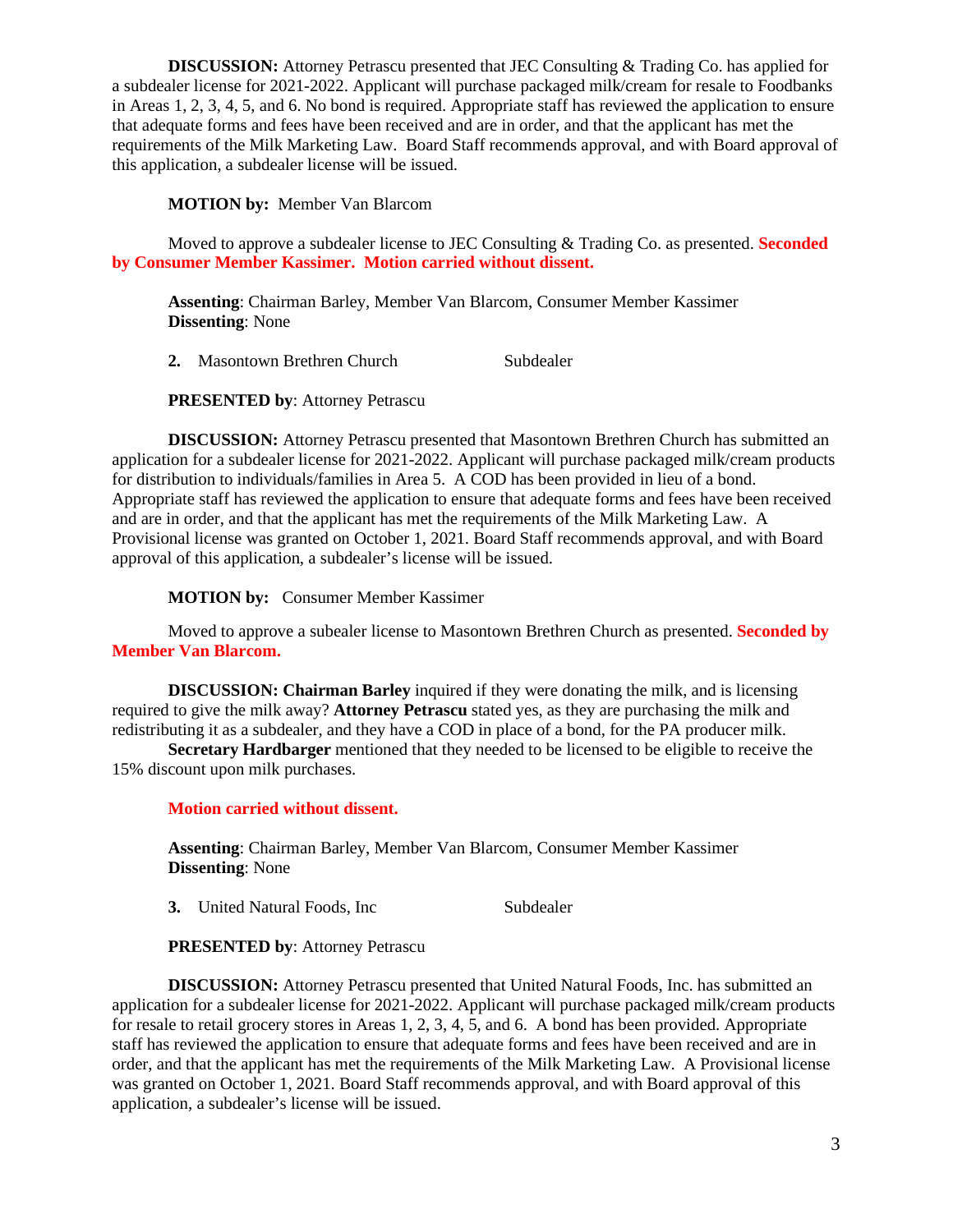**DISCUSSION:** Attorney Petrascu presented that JEC Consulting & Trading Co. has applied for a subdealer license for 2021-2022. Applicant will purchase packaged milk/cream for resale to Foodbanks in Areas 1, 2, 3, 4, 5, and 6. No bond is required. Appropriate staff has reviewed the application to ensure that adequate forms and fees have been received and are in order, and that the applicant has met the requirements of the Milk Marketing Law. Board Staff recommends approval, and with Board approval of this application, a subdealer license will be issued.

**MOTION by:** Member Van Blarcom

Moved to approve a subdealer license to JEC Consulting & Trading Co. as presented. **Seconded by Consumer Member Kassimer. Motion carried without dissent.**

**Assenting**: Chairman Barley, Member Van Blarcom, Consumer Member Kassimer
**Dissenting**: None

**2.** Masontown Brethren Church Subdealer

**PRESENTED by**: Attorney Petrascu

**DISCUSSION:** Attorney Petrascu presented that Masontown Brethren Church has submitted an application for a subdealer license for 2021-2022. Applicant will purchase packaged milk/cream products for distribution to individuals/families in Area 5. A COD has been provided in lieu of a bond. Appropriate staff has reviewed the application to ensure that adequate forms and fees have been received and are in order, and that the applicant has met the requirements of the Milk Marketing Law. A Provisional license was granted on October 1, 2021. Board Staff recommends approval, and with Board approval of this application, a subdealer's license will be issued.

**MOTION by:** Consumer Member Kassimer

Moved to approve a subealer license to Masontown Brethren Church as presented. **Seconded by Member Van Blarcom.**

**DISCUSSION: Chairman Barley** inquired if they were donating the milk, and is licensing required to give the milk away? **Attorney Petrascu** stated yes, as they are purchasing the milk and redistributing it as a subdealer, and they have a COD in place of a bond, for the PA producer milk.

**Secretary Hardbarger** mentioned that they needed to be licensed to be eligible to receive the 15% discount upon milk purchases.

**Motion carried without dissent.**

**Assenting**: Chairman Barley, Member Van Blarcom, Consumer Member Kassimer
**Dissenting**: None

**3.** United Natural Foods, Inc Subdealer

**PRESENTED by**: Attorney Petrascu

**DISCUSSION:** Attorney Petrascu presented that United Natural Foods, Inc. has submitted an application for a subdealer license for 2021-2022. Applicant will purchase packaged milk/cream products for resale to retail grocery stores in Areas 1, 2, 3, 4, 5, and 6. A bond has been provided. Appropriate staff has reviewed the application to ensure that adequate forms and fees have been received and are in order, and that the applicant has met the requirements of the Milk Marketing Law. A Provisional license was granted on October 1, 2021. Board Staff recommends approval, and with Board approval of this application, a subdealer's license will be issued.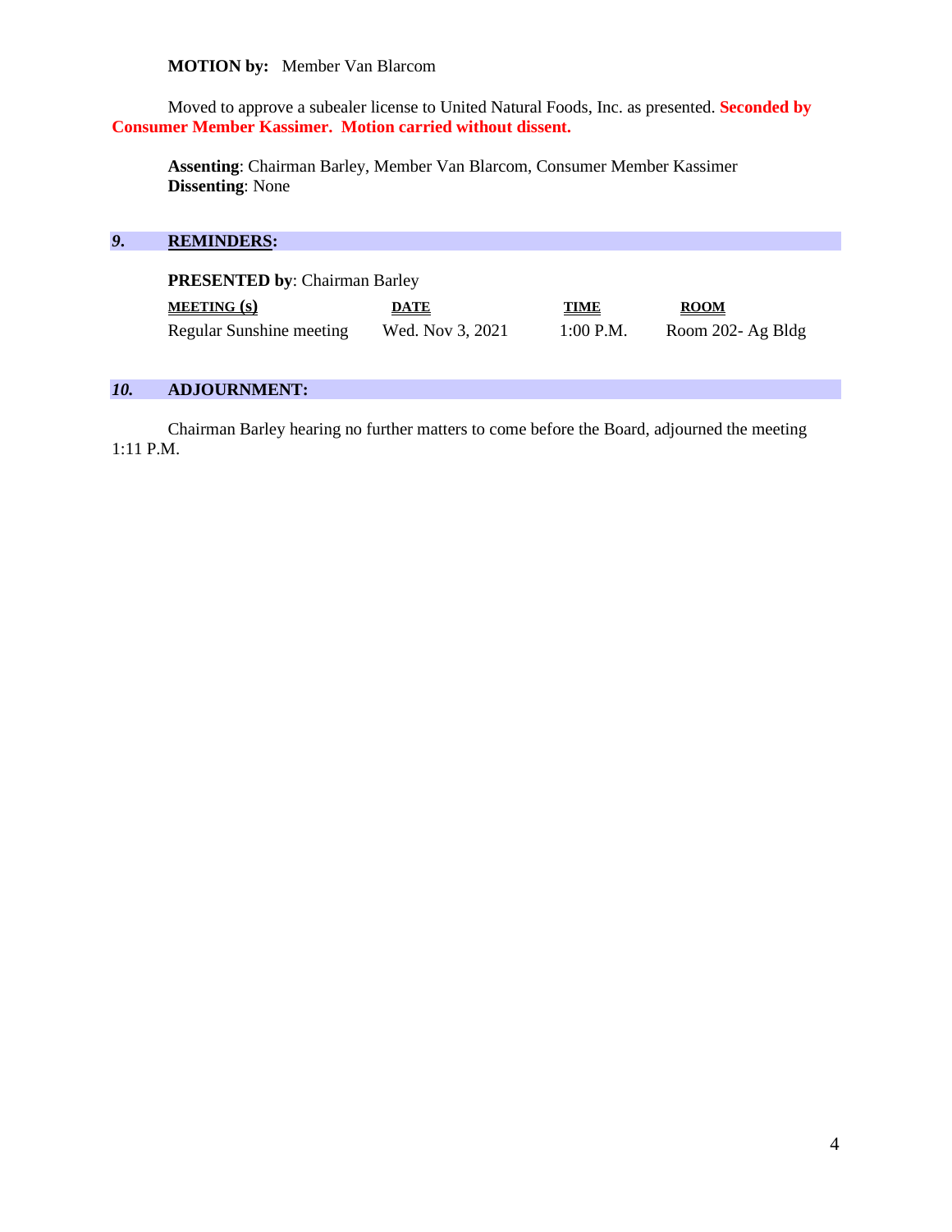**MOTION by:** Member Van Blarcom

Moved to approve a subealer license to United Natural Foods, Inc. as presented. **Seconded by Consumer Member Kassimer. Motion carried without dissent.**

**Assenting**: Chairman Barley, Member Van Blarcom, Consumer Member Kassimer
**Dissenting**: None

## *9.* REMINDERS:

**PRESENTED by**: Chairman Barley

| MEETING (s) | DATE | TIME | ROOM |
|---|---|---|---|
| Regular Sunshine meeting | Wed. Nov 3, 2021 | 1:00 P.M. | Room 202- Ag Bldg |

## *10.* ADJOURNMENT:

Chairman Barley hearing no further matters to come before the Board, adjourned the meeting 1:11 P.M.